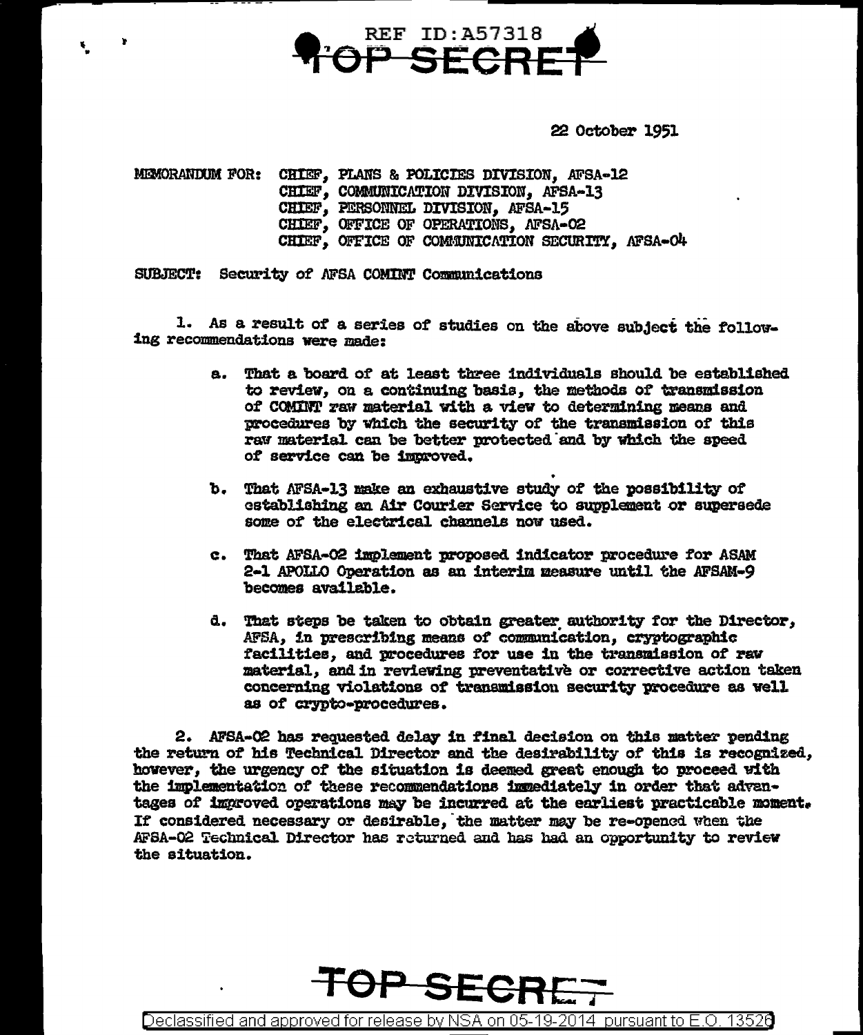REF ID:A57318

TOP SECRET

22 October 1951

MEMORANDUM FOR: CHIEF, PLANS & POLICIES DIVISION, AFSA-12
CHIEF, COMMUNICATION DIVISION, AFSA-13
CHIEF, PERSONNEL DIVISION, AFSA-15
CHIEF, OFFICE OF OPERATIONS, AFSA-02
CHIEF, OFFICE OF COMMUNICATION SECURITY, AFSA-04

SUBJECT: Security of AFSA COMINT Communications

1. As a result of a series of studies on the above subject the following recommendations were made:

   a. That a board of at least three individuals should be established to review, on a continuing basis, the methods of transmission of COMINT raw material with a view to determining means and procedures by which the security of the transmission of this raw material can be better protected and by which the speed of service can be improved.

   b. That AFSA-13 make an exhaustive study of the possibility of establishing an Air Courier Service to supplement or supersede some of the electrical channels now used.

   c. That AFSA-02 implement proposed indicator procedure for ASAM 2-1 APOLLO Operation as an interim measure until the AFSAM-9 becomes available.

   d. That steps be taken to obtain greater authority for the Director, AFSA, in prescribing means of communication, cryptographic facilities, and procedures for use in the transmission of raw material, and in reviewing preventative or corrective action taken concerning violations of transmission security procedure as well as of crypto-procedures.

2. AFSA-02 has requested delay in final decision on this matter pending the return of his Technical Director and the desirability of this is recognized, however, the urgency of the situation is deemed great enough to proceed with the implementation of these recommendations immediately in order that advantages of improved operations may be incurred at the earliest practicable moment. If considered necessary or desirable, the matter may be re-opened when the AFSA-02 Technical Director has returned and has had an opportunity to review the situation.

TOP SECRET

Declassified and approved for release by NSA on 05-19-2014 pursuant to E.O. 13526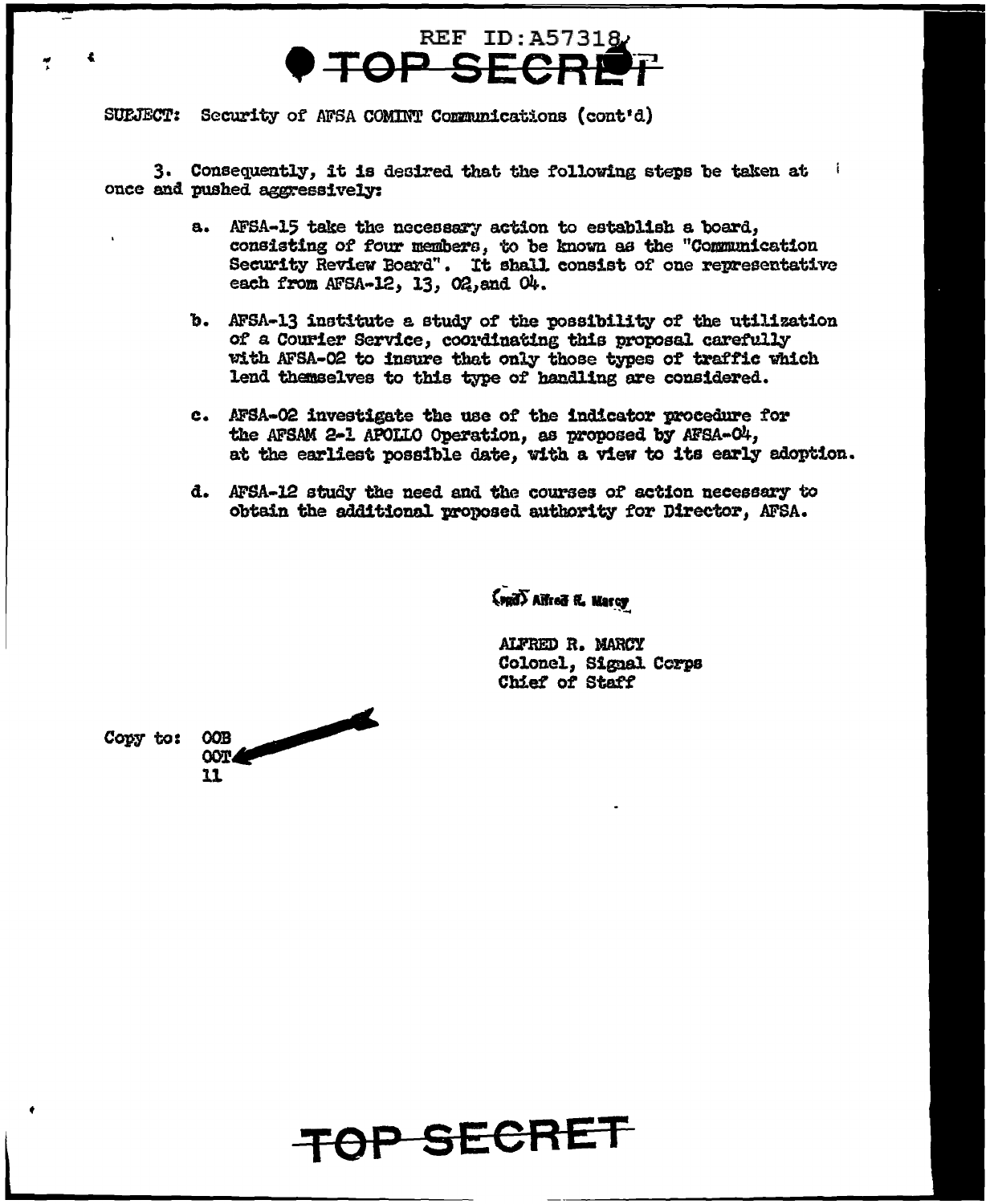SUBJECT: Security of AFSA COMINT Communications (cont'd)

3. Consequently, it is desired that the following steps be taken at once and pushed aggressively:

a. AFSA-15 take the necessary action to establish a board, consisting of four members, to be known as the "Communication Security Review Board". It shall consist of one representative each from AFSA-12, 13, 02, and 04.

b. AFSA-13 institute a study of the possibility of the utilization of a Courier Service, coordinating this proposal carefully with AFSA-02 to insure that only those types of traffic which lend themselves to this type of handling are considered.

c. AFSA-02 investigate the use of the indicator procedure for the AFSAM 2-1 APOLLO Operation, as proposed by AFSA-04, at the earliest possible date, with a view to its early adoption.

d. AFSA-12 study the need and the courses of action necessary to obtain the additional proposed authority for Director, AFSA.

(Sgd) Alfred R. Marcy

ALFRED R. MARCY
Colonel, Signal Corps
Chief of Staff

Copy to: 00B
00T
11